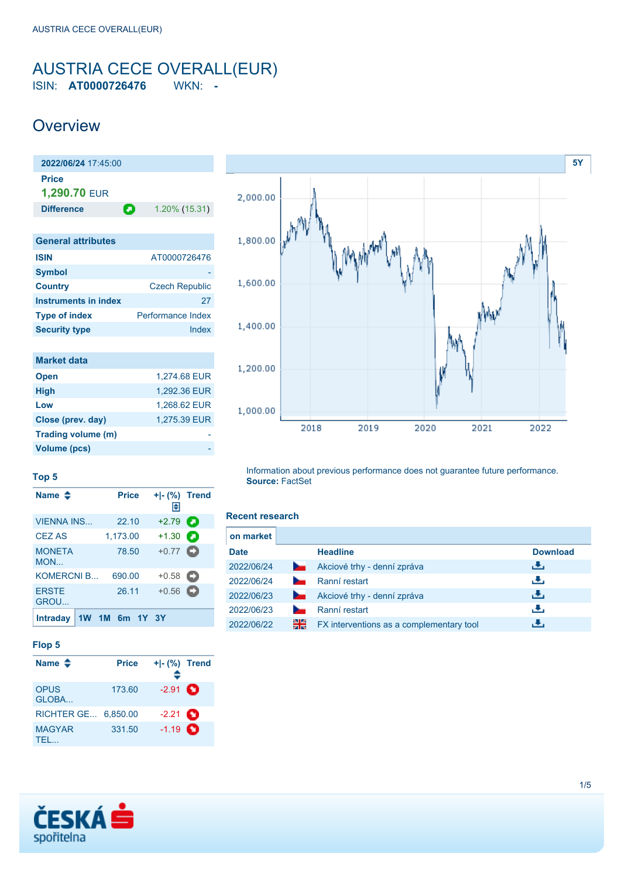# AUSTRIA CECE OVERALL(EUR)

ISIN: **AT0000726476** WKN: **-**

## Overview

| 2022/06/24 17:45:00 | |
|---|---|
| **Price** | |
| **1,290.70** EUR | |
| **Difference** | 1.20% (15.31) |

| General attributes | |
|---|---|
| **ISIN** | AT0000726476 |
| **Symbol** | - |
| **Country** | Czech Republic |
| **Instruments in index** | 27 |
| **Type of index** | Performance Index |
| **Security type** | Index |

| Market data | |
|---|---|
| **Open** | 1,274.68 EUR |
| **High** | 1,292.36 EUR |
| **Low** | 1,268.62 EUR |
| **Close (prev. day)** | 1,275.39 EUR |
| **Trading volume (m)** | - |
| **Volume (pcs)** | - |

### Top 5

| Name | Price | +\|- (%) | Trend |
|---|---|---|---|
| VIENNA INS... | 22.10 | +2.79 | |
| CEZ AS | 1,173.00 | +1.30 | |
| MONETA MON... | 78.50 | +0.77 | |
| KOMERCNI B... | 690.00 | +0.58 | |
| ERSTE GROU... | 26.11 | +0.56 | |

Intraday 1W 1M 6m 1Y 3Y

### Flop 5

| Name | Price | +\|- (%) | Trend |
|---|---|---|---|
| OPUS GLOBA... | 173.60 | -2.91 | |
| RICHTER GE... | 6,850.00 | -2.21 | |
| MAGYAR TEL... | 331.50 | -1.19 | |

Information about previous performance does not guarantee future performance.
**Source:** FactSet

### Recent research

**on market**

| Date | | Headline | Download |
|---|---|---|---|
| 2022/06/24 | | Akciové trhy - denní zpráva | |
| 2022/06/24 | | Ranní restart | |
| 2022/06/23 | | Akciové trhy - denní zpráva | |
| 2022/06/23 | | Ranní restart | |
| 2022/06/22 | | FX interventions as a complementary tool | |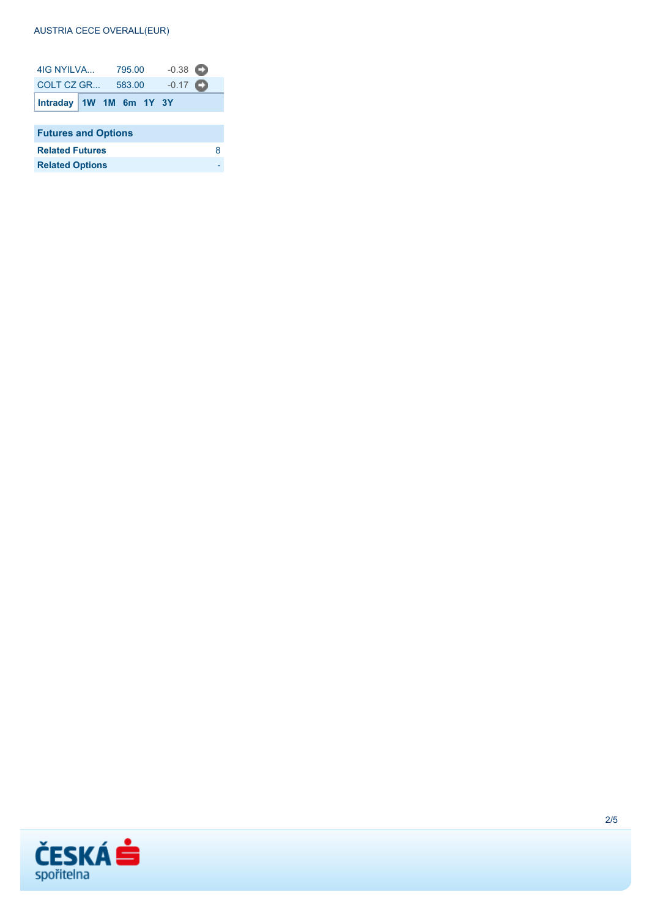AUSTRIA CECE OVERALL(EUR)

| | | |
|---|---|---|
| 4IG NYILVA... | 795.00 | -0.38 |
| COLT CZ GR... | 583.00 | -0.17 |

**Intraday** | **1W** | **1M** | **6m** | **1Y** | **3Y**

| Futures and Options | |
|---|---|
| **Related Futures** | 8 |
| **Related Options** | - |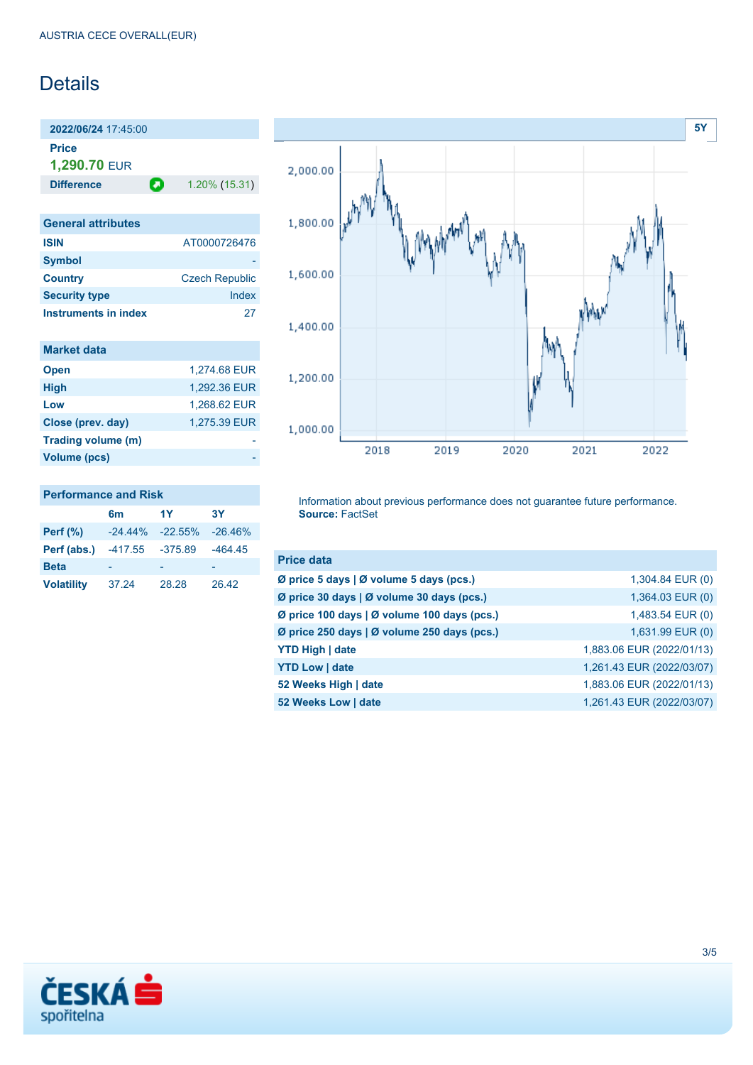AUSTRIA CECE OVERALL(EUR)

# Details

| **2022/06/24** 17:45:00 | |
|---|---|
| **Price** | |
| **1,290.70** EUR | |
| **Difference** | 1.20% (15.31) |

| General attributes | |
|---|---|
| **ISIN** | AT0000726476 |
| **Symbol** | - |
| **Country** | Czech Republic |
| **Security type** | Index |
| **Instruments in index** | 27 |

| Market data | |
|---|---|
| **Open** | 1,274.68 EUR |
| **High** | 1,292.36 EUR |
| **Low** | 1,268.62 EUR |
| **Close (prev. day)** | 1,275.39 EUR |
| **Trading volume (m)** | - |
| **Volume (pcs)** | - |

| Performance and Risk | 6m | 1Y | 3Y |
|---|---|---|---|
| **Perf (%)** | -24.44% | -22.55% | -26.46% |
| **Perf (abs.)** | -417.55 | -375.89 | -464.45 |
| **Beta** | - | - | - |
| **Volatility** | 37.24 | 28.28 | 26.42 |

5Y

Information about previous performance does not guarantee future performance.
**Source:** FactSet

| Price data | |
|---|---|
| **Ø price 5 days \| Ø volume 5 days (pcs.)** | 1,304.84 EUR (0) |
| **Ø price 30 days \| Ø volume 30 days (pcs.)** | 1,364.03 EUR (0) |
| **Ø price 100 days \| Ø volume 100 days (pcs.)** | 1,483.54 EUR (0) |
| **Ø price 250 days \| Ø volume 250 days (pcs.)** | 1,631.99 EUR (0) |
| **YTD High \| date** | 1,883.06 EUR (2022/01/13) |
| **YTD Low \| date** | 1,261.43 EUR (2022/03/07) |
| **52 Weeks High \| date** | 1,883.06 EUR (2022/01/13) |
| **52 Weeks Low \| date** | 1,261.43 EUR (2022/03/07) |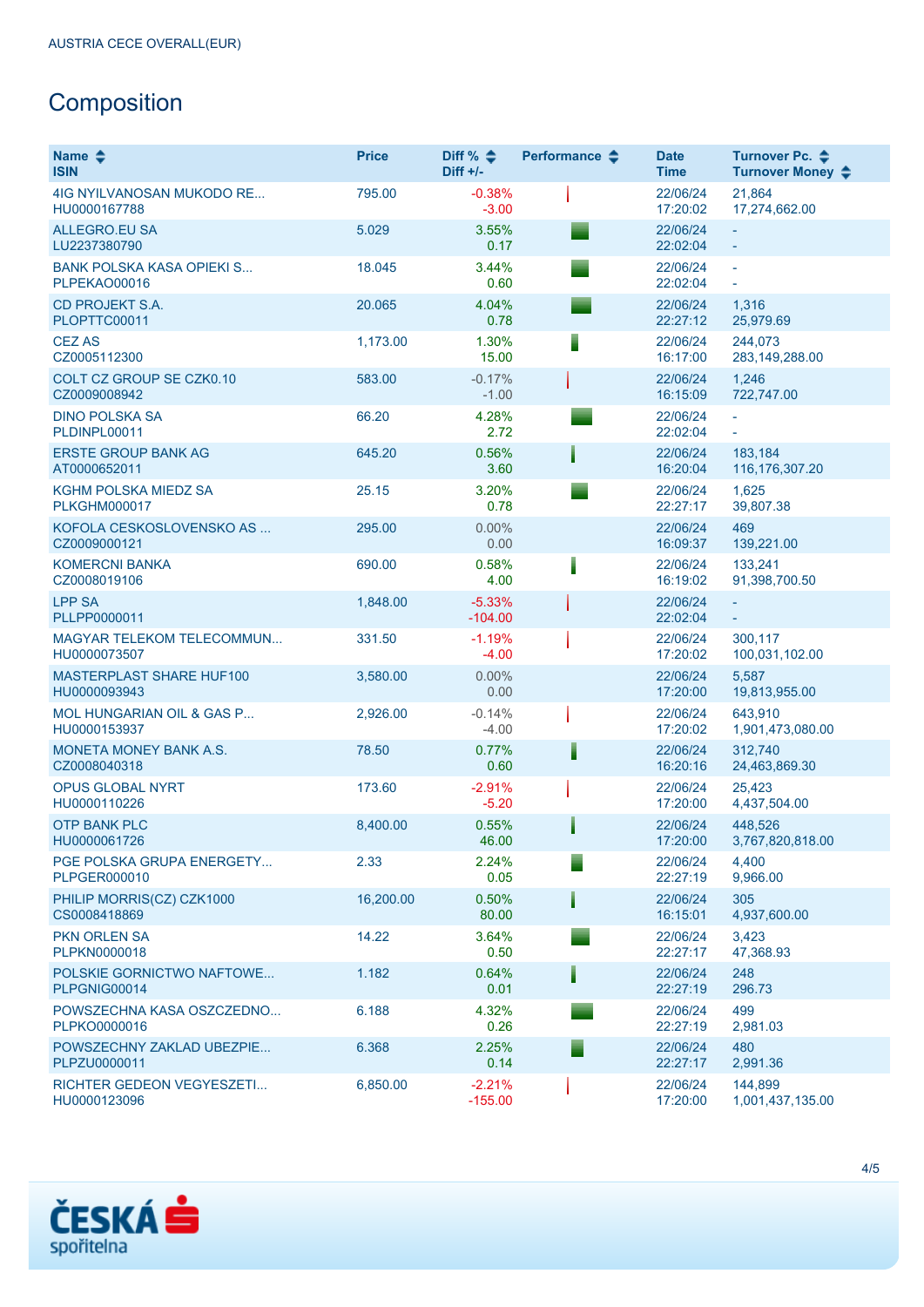AUSTRIA CECE OVERALL(EUR)

# Composition

| Name<br>ISIN | Price | Diff %<br>Diff +/- | Performance | Date<br>Time | Turnover Pc.<br>Turnover Money |
|---|---|---|---|---|---|
| 4IG NYILVANOSAN MUKODO RE...<br>HU0000167788 | 795.00 | -0.38%<br>-3.00 | | 22/06/24<br>17:20:02 | 21,864<br>17,274,662.00 |
| ALLEGRO.EU SA<br>LU2237380790 | 5.029 | 3.55%<br>0.17 | | 22/06/24<br>22:02:04 | -<br>- |
| BANK POLSKA KASA OPIEKI S...<br>PLPEKAO00016 | 18.045 | 3.44%<br>0.60 | | 22/06/24<br>22:02:04 | -<br>- |
| CD PROJEKT S.A.<br>PLOPTTC00011 | 20.065 | 4.04%<br>0.78 | | 22/06/24<br>22:27:12 | 1,316<br>25,979.69 |
| CEZ AS<br>CZ0005112300 | 1,173.00 | 1.30%<br>15.00 | | 22/06/24<br>16:17:00 | 244,073<br>283,149,288.00 |
| COLT CZ GROUP SE CZK0.10<br>CZ0009008942 | 583.00 | -0.17%<br>-1.00 | | 22/06/24<br>16:15:09 | 1,246<br>722,747.00 |
| DINO POLSKA SA<br>PLDINPL00011 | 66.20 | 4.28%<br>2.72 | | 22/06/24<br>22:02:04 | -<br>- |
| ERSTE GROUP BANK AG<br>AT0000652011 | 645.20 | 0.56%<br>3.60 | | 22/06/24<br>16:20:04 | 183,184<br>116,176,307.20 |
| KGHM POLSKA MIEDZ SA<br>PLKGHM000017 | 25.15 | 3.20%<br>0.78 | | 22/06/24<br>22:27:17 | 1,625<br>39,807.38 |
| KOFOLA CESKOSLOVENSKO AS ...<br>CZ0009000121 | 295.00 | 0.00%<br>0.00 | | 22/06/24<br>16:09:37 | 469<br>139,221.00 |
| KOMERCNI BANKA<br>CZ0008019106 | 690.00 | 0.58%<br>4.00 | | 22/06/24<br>16:19:02 | 133,241<br>91,398,700.50 |
| LPP SA<br>PLLPP0000011 | 1,848.00 | -5.33%<br>-104.00 | | 22/06/24<br>22:02:04 | -<br>- |
| MAGYAR TELEKOM TELECOMMUN...<br>HU0000073507 | 331.50 | -1.19%<br>-4.00 | | 22/06/24<br>17:20:02 | 300,117<br>100,031,102.00 |
| MASTERPLAST SHARE HUF100<br>HU0000093943 | 3,580.00 | 0.00%<br>0.00 | | 22/06/24<br>17:20:00 | 5,587<br>19,813,955.00 |
| MOL HUNGARIAN OIL & GAS P...<br>HU0000153937 | 2,926.00 | -0.14%<br>-4.00 | | 22/06/24<br>17:20:02 | 643,910<br>1,901,473,080.00 |
| MONETA MONEY BANK A.S.<br>CZ0008040318 | 78.50 | 0.77%<br>0.60 | | 22/06/24<br>16:20:16 | 312,740<br>24,463,869.30 |
| OPUS GLOBAL NYRT<br>HU0000110226 | 173.60 | -2.91%<br>-5.20 | | 22/06/24<br>17:20:00 | 25,423<br>4,437,504.00 |
| OTP BANK PLC<br>HU0000061726 | 8,400.00 | 0.55%<br>46.00 | | 22/06/24<br>17:20:00 | 448,526<br>3,767,820,818.00 |
| PGE POLSKA GRUPA ENERGETY...<br>PLPGER000010 | 2.33 | 2.24%<br>0.05 | | 22/06/24<br>22:27:19 | 4,400<br>9,966.00 |
| PHILIP MORRIS(CZ) CZK1000<br>CS0008418869 | 16,200.00 | 0.50%<br>80.00 | | 22/06/24<br>16:15:01 | 305<br>4,937,600.00 |
| PKN ORLEN SA<br>PLPKN0000018 | 14.22 | 3.64%<br>0.50 | | 22/06/24<br>22:27:17 | 3,423<br>47,368.93 |
| POLSKIE GORNICTWO NAFTOWE...<br>PLPGNIG00014 | 1.182 | 0.64%<br>0.01 | | 22/06/24<br>22:27:19 | 248<br>296.73 |
| POWSZECHNA KASA OSZCZEDNO...<br>PLPKO0000016 | 6.188 | 4.32%<br>0.26 | | 22/06/24<br>22:27:19 | 499<br>2,981.03 |
| POWSZECHNY ZAKLAD UBEZPIE...<br>PLPZU0000011 | 6.368 | 2.25%<br>0.14 | | 22/06/24<br>22:27:17 | 480<br>2,991.36 |
| RICHTER GEDEON VEGYESZETI...<br>HU0000123096 | 6,850.00 | -2.21%<br>-155.00 | | 22/06/24<br>17:20:00 | 144,899<br>1,001,437,135.00 |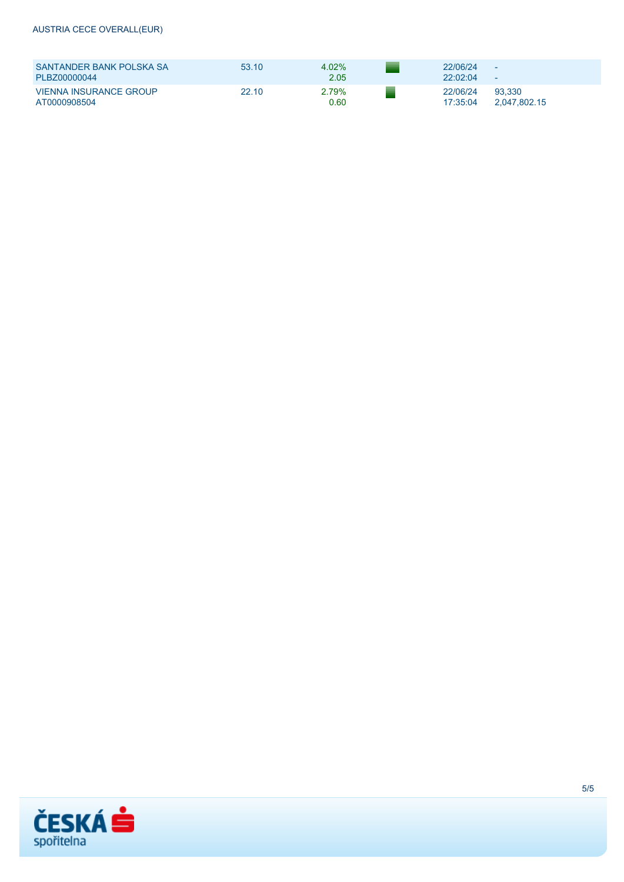AUSTRIA CECE OVERALL(EUR)

| | | | | | |
|---|---|---|---|---|---|
| SANTANDER BANK POLSKA SA<br>PLBZ00000044 | 53.10 | 4.02%<br>2.05 | | 22/06/24<br>22:02:04 | -<br>- |
| VIENNA INSURANCE GROUP<br>AT0000908504 | 22.10 | 2.79%<br>0.60 | | 22/06/24<br>17:35:04 | 93,330<br>2,047,802.15 |